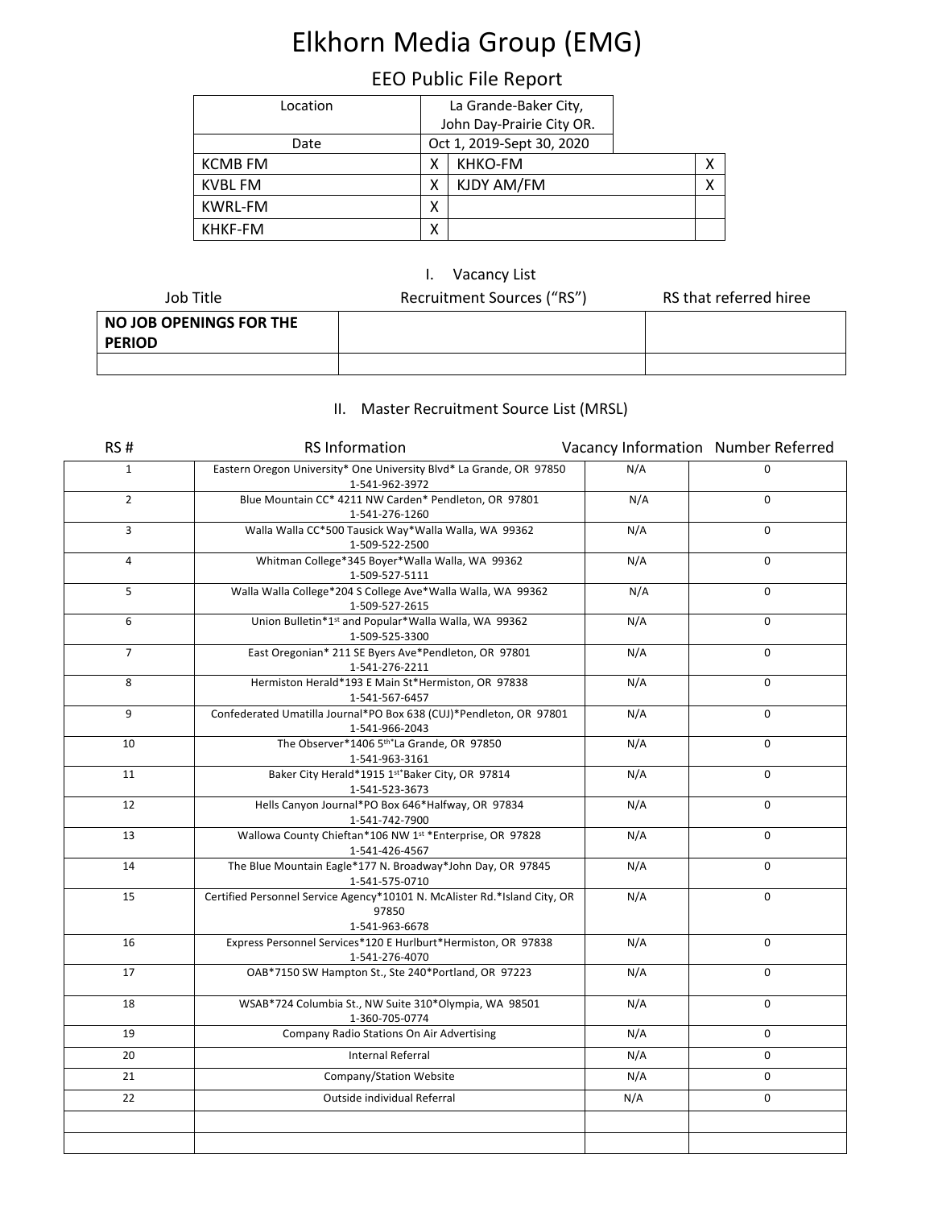# Elkhorn Media Group (EMG)

## EEO Public File Report

| Location | La Grande-Baker City, John Day-Prairie City OR. | | |
|---|---|---|---|
| Date | Oct 1, 2019-Sept 30, 2020 | | |
| KCMB FM | X | KHKO-FM | X |
| KVBL FM | X | KJDY AM/FM | X |
| KWRL-FM | X | | |
| KHKF-FM | X | | |

### I. Vacancy List

| Job Title | Recruitment Sources ("RS") | RS that referred hiree |
|---|---|---|
| **NO JOB OPENINGS FOR THE PERIOD** | | |
| | | |

### II. Master Recruitment Source List (MRSL)

| RS # | RS Information | Vacancy Information | Number Referred |
|---|---|---|---|
| 1 | Eastern Oregon University* One University Blvd* La Grande, OR 97850 1-541-962-3972 | N/A | 0 |
| 2 | Blue Mountain CC* 4211 NW Carden* Pendleton, OR 97801 1-541-276-1260 | N/A | 0 |
| 3 | Walla Walla CC*500 Tausick Way*Walla Walla, WA 99362 1-509-522-2500 | N/A | 0 |
| 4 | Whitman College*345 Boyer*Walla Walla, WA 99362 1-509-527-5111 | N/A | 0 |
| 5 | Walla Walla College*204 S College Ave*Walla Walla, WA 99362 1-509-527-2615 | N/A | 0 |
| 6 | Union Bulletin*1st and Popular*Walla Walla, WA 99362 1-509-525-3300 | N/A | 0 |
| 7 | East Oregonian* 211 SE Byers Ave*Pendleton, OR 97801 1-541-276-2211 | N/A | 0 |
| 8 | Hermiston Herald*193 E Main St*Hermiston, OR 97838 1-541-567-6457 | N/A | 0 |
| 9 | Confederated Umatilla Journal*PO Box 638 (CUJ)*Pendleton, OR 97801 1-541-966-2043 | N/A | 0 |
| 10 | The Observer*1406 5th*La Grande, OR 97850 1-541-963-3161 | N/A | 0 |
| 11 | Baker City Herald*1915 1st*Baker City, OR 97814 1-541-523-3673 | N/A | 0 |
| 12 | Hells Canyon Journal*PO Box 646*Halfway, OR 97834 1-541-742-7900 | N/A | 0 |
| 13 | Wallowa County Chieftan*106 NW 1st *Enterprise, OR 97828 1-541-426-4567 | N/A | 0 |
| 14 | The Blue Mountain Eagle*177 N. Broadway*John Day, OR 97845 1-541-575-0710 | N/A | 0 |
| 15 | Certified Personnel Service Agency*10101 N. McAlister Rd.*Island City, OR 97850 1-541-963-6678 | N/A | 0 |
| 16 | Express Personnel Services*120 E Hurlburt*Hermiston, OR 97838 1-541-276-4070 | N/A | 0 |
| 17 | OAB*7150 SW Hampton St., Ste 240*Portland, OR 97223 | N/A | 0 |
| 18 | WSAB*724 Columbia St., NW Suite 310*Olympia, WA 98501 1-360-705-0774 | N/A | 0 |
| 19 | Company Radio Stations On Air Advertising | N/A | 0 |
| 20 | Internal Referral | N/A | 0 |
| 21 | Company/Station Website | N/A | 0 |
| 22 | Outside individual Referral | N/A | 0 |
| | | | |
| | | | |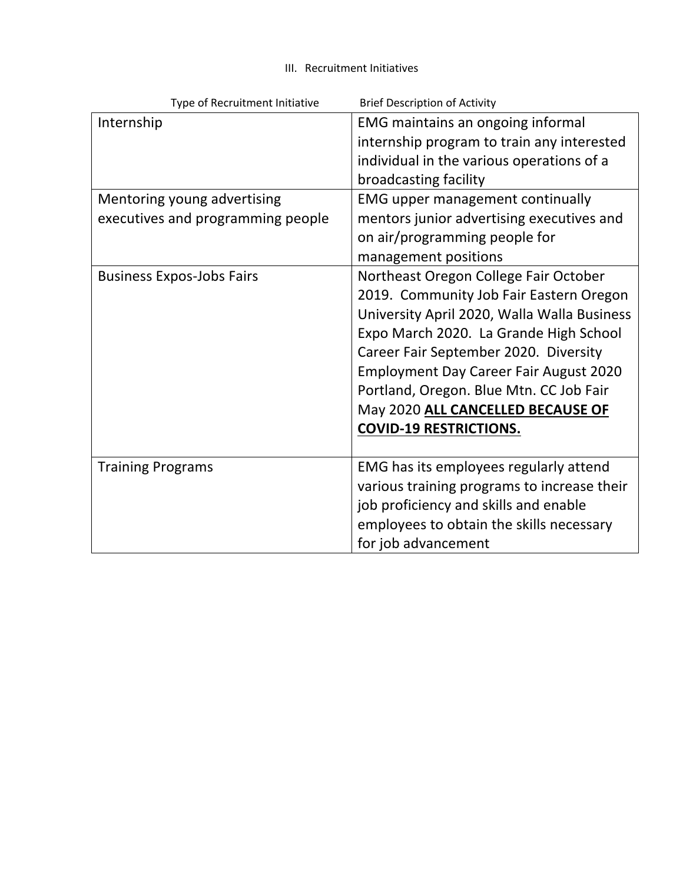## III. Recruitment Initiatives

| Type of Recruitment Initiative | Brief Description of Activity |
|---|---|
| Internship | EMG maintains an ongoing informal internship program to train any interested individual in the various operations of a broadcasting facility |
| Mentoring young advertising executives and programming people | EMG upper management continually mentors junior advertising executives and on air/programming people for management positions |
| Business Expos-Jobs Fairs | Northeast Oregon College Fair October 2019. Community Job Fair Eastern Oregon University April 2020, Walla Walla Business Expo March 2020. La Grande High School Career Fair September 2020. Diversity Employment Day Career Fair August 2020 Portland, Oregon. Blue Mtn. CC Job Fair May 2020 **<u>ALL CANCELLED BECAUSE OF COVID-19 RESTRICTIONS.</u>** |
| Training Programs | EMG has its employees regularly attend various training programs to increase their job proficiency and skills and enable employees to obtain the skills necessary for job advancement |